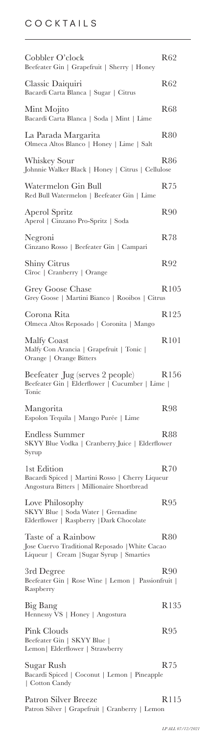# COCKTAILS

**Cobbler O'clock** — R62
Beefeater Gin | Grapefruit | Sherry | Honey

**Classic Daiquiri** — R62
Bacardi Carta Blanca | Sugar | Citrus

**Mint Mojito** — R68
Bacardi Carta Blanca | Soda | Mint | Lime

**La Parada Margarita** — R80
Olmeca Altos Blanco | Honey | Lime | Salt

**Whiskey Sour** — R86
Johnnie Walker Black | Honey | Citrus | Cellulose

**Watermelon Gin Bull** — R75
Red Bull Watermelon | Beefeater Gin | Lime

**Aperol Spritz** — R90
Aperol | Cinzano Pro-Spritz | Soda

**Negroni** — R78
Cinzano Rosso | Beefeater Gin | Campari

**Shiny Citrus** — R92
Cîroc | Cranberry | Orange

**Grey Goose Chase** — R105
Grey Goose | Martini Bianco | Rooibos | Citrus

**Corona Rita** — R125
Olmeca Altos Reposado | Coronita | Mango

**Malfy Coast** — R101
Malfy Con Arancia | Grapefruit | Tonic | Orange | Orange Bitters

**Beefeater Jug (serves 2 people)** — R156
Beefeater Gin | Elderflower | Cucumber | Lime | Tonic

**Mangorita** — R98
Espolon Tequila | Mango Purée | Lime

**Endless Summer** — R88
SKYY Blue Vodka | Cranberry Juice | Elderflower Syrup

**1st Edition** — R70
Bacardi Spiced | Martini Rosso | Cherry Liqueur Angostura Bitters | Millionaire Shortbread

**Love Philosophy** — R95
SKYY Blue | Soda Water | Grenadine Elderflower | Raspberry | Dark Chocolate

**Taste of a Rainbow** — R80
Jose Cuervo Traditional Reposado | White Cacao Liqueur | Cream | Sugar Syrup | Smarties

**3rd Degree** — R90
Beefeater Gin | Rose Wine | Lemon | Passionfruit | Raspberry

**Big Bang** — R135
Hennessy VS | Honey | Angostura

**Pink Clouds** — R95
Beefeater Gin | SKYY Blue | Lemon | Elderflower | Strawberry

**Sugar Rush** — R75
Bacardi Spiced | Coconut | Lemon | Pineapple | Cotton Candy

**Patron Silver Breeze** — R115
Patron Silver | Grapefruit | Cranberry | Lemon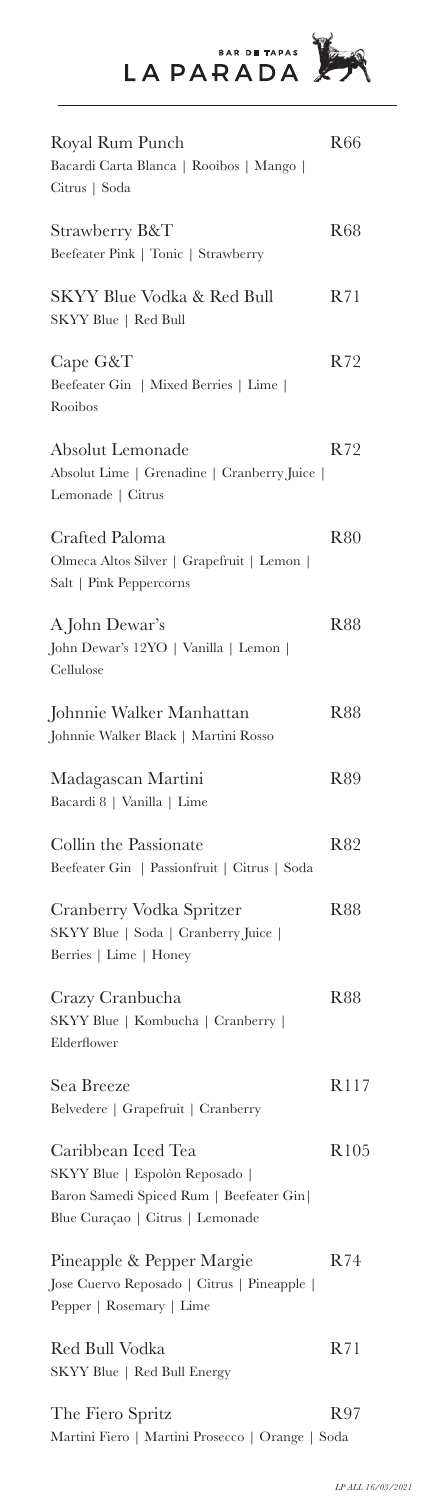# LA PARADA

BAR DE TAPAS

Royal Rum Punch — R66
Bacardi Carta Blanca | Rooibos | Mango | Citrus | Soda

Strawberry B&T — R68
Beefeater Pink | Tonic | Strawberry

SKYY Blue Vodka & Red Bull — R71
SKYY Blue | Red Bull

Cape G&T — R72
Beefeater Gin | Mixed Berries | Lime | Rooibos

Absolut Lemonade — R72
Absolut Lime | Grenadine | Cranberry Juice | Lemonade | Citrus

Crafted Paloma — R80
Olmeca Altos Silver | Grapefruit | Lemon | Salt | Pink Peppercorns

A John Dewar's — R88
John Dewar's 12YO | Vanilla | Lemon | Cellulose

Johnnie Walker Manhattan — R88
Johnnie Walker Black | Martini Rosso

Madagascan Martini — R89
Bacardi 8 | Vanilla | Lime

Collin the Passionate — R82
Beefeater Gin | Passionfruit | Citrus | Soda

Cranberry Vodka Spritzer — R88
SKYY Blue | Soda | Cranberry Juice | Berries | Lime | Honey

Crazy Cranbucha — R88
SKYY Blue | Kombucha | Cranberry | Elderflower

Sea Breeze — R117
Belvedere | Grapefruit | Cranberry

Caribbean Iced Tea — R105
SKYY Blue | Espolòn Reposado | Baron Samedi Spiced Rum | Beefeater Gin | Blue Curaçao | Citrus | Lemonade

Pineapple & Pepper Margie — R74
Jose Cuervo Reposado | Citrus | Pineapple | Pepper | Rosemary | Lime

Red Bull Vodka — R71
SKYY Blue | Red Bull Energy

The Fiero Spritz — R97
Martini Fiero | Martini Prosecco | Orange | Soda

*LP ALL 16/03/2021*